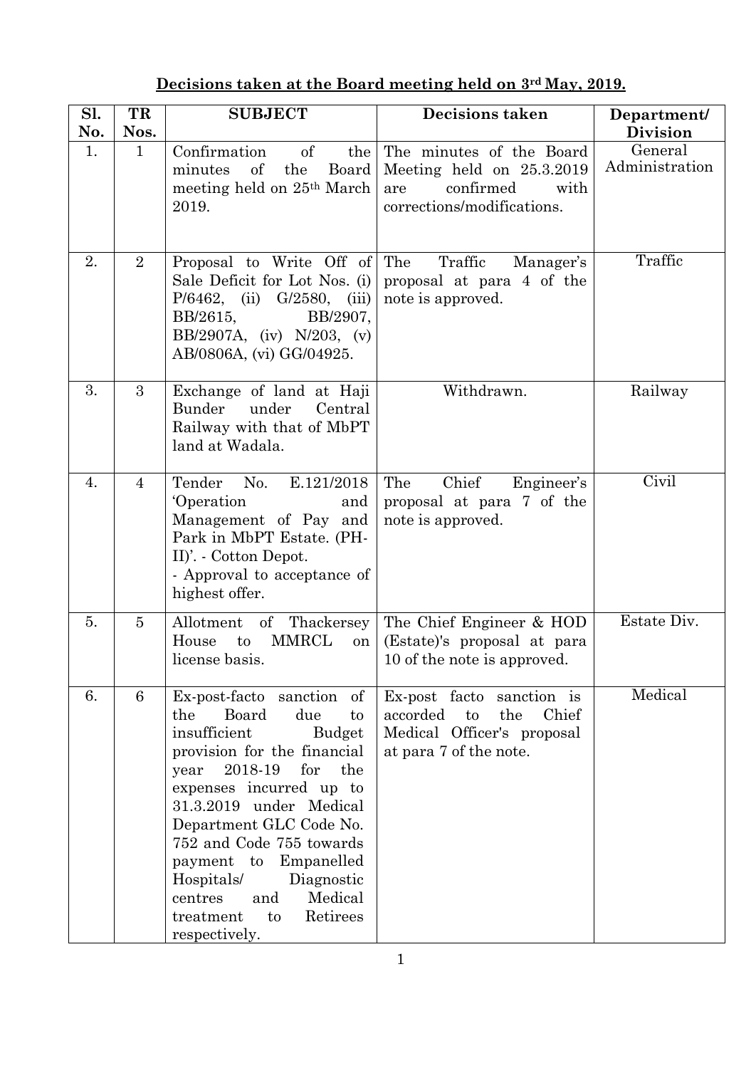## Decisions taken at the Board meeting held on 3rd May, 2019.

| Sl. No. | TR Nos. | SUBJECT | Decisions taken | Department/ Division |
|---|---|---|---|---|
| 1. | 1 | Confirmation of the minutes of the Board meeting held on 25th March 2019. | The minutes of the Board Meeting held on 25.3.2019 are confirmed with corrections/modifications. | General Administration |
| 2. | 2 | Proposal to Write Off of Sale Deficit for Lot Nos. (i) P/6462, (ii) G/2580, (iii) BB/2615, BB/2907, BB/2907A, (iv) N/203, (v) AB/0806A, (vi) GG/04925. | The Traffic Manager's proposal at para 4 of the note is approved. | Traffic |
| 3. | 3 | Exchange of land at Haji Bunder under Central Railway with that of MbPT land at Wadala. | Withdrawn. | Railway |
| 4. | 4 | Tender No. E.121/2018 'Operation and Management of Pay and Park in MbPT Estate. (PH-II)'. - Cotton Depot.<br>- Approval to acceptance of highest offer. | The Chief Engineer's proposal at para 7 of the note is approved. | Civil |
| 5. | 5 | Allotment of Thackersey House to MMRCL on license basis. | The Chief Engineer & HOD (Estate)'s proposal at para 10 of the note is approved. | Estate Div. |
| 6. | 6 | Ex-post-facto sanction of the Board due to insufficient Budget provision for the financial year 2018-19 for the expenses incurred up to 31.3.2019 under Medical Department GLC Code No. 752 and Code 755 towards payment to Empanelled Hospitals/ Diagnostic centres and Medical treatment to Retirees respectively. | Ex-post facto sanction is accorded to the Chief Medical Officer's proposal at para 7 of the note. | Medical |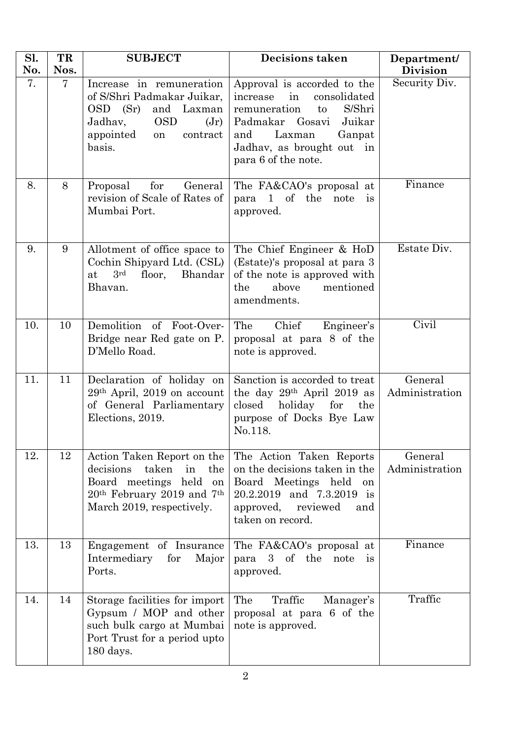| Sl. No. | TR Nos. | SUBJECT | Decisions taken | Department/ Division |
|---|---|---|---|---|
| 7. | 7 | Increase in remuneration of S/Shri Padmakar Juikar, OSD (Sr) and Laxman Jadhav, OSD (Jr) appointed on contract basis. | Approval is accorded to the increase in consolidated remuneration to S/Shri Padmakar Gosavi Juikar and Laxman Ganpat Jadhav, as brought out in para 6 of the note. | Security Div. |
| 8. | 8 | Proposal for General revision of Scale of Rates of Mumbai Port. | The FA&CAO's proposal at para 1 of the note is approved. | Finance |
| 9. | 9 | Allotment of office space to Cochin Shipyard Ltd. (CSL) at 3rd floor, Bhandar Bhavan. | The Chief Engineer & HoD (Estate)'s proposal at para 3 of the note is approved with the above mentioned amendments. | Estate Div. |
| 10. | 10 | Demolition of Foot-Over-Bridge near Red gate on P. D'Mello Road. | The Chief Engineer's proposal at para 8 of the note is approved. | Civil |
| 11. | 11 | Declaration of holiday on 29th April, 2019 on account of General Parliamentary Elections, 2019. | Sanction is accorded to treat the day 29th April 2019 as closed holiday for the purpose of Docks Bye Law No.118. | General Administration |
| 12. | 12 | Action Taken Report on the decisions taken in the Board meetings held on 20th February 2019 and 7th March 2019, respectively. | The Action Taken Reports on the decisions taken in the Board Meetings held on 20.2.2019 and 7.3.2019 is approved, reviewed and taken on record. | General Administration |
| 13. | 13 | Engagement of Insurance Intermediary for Major Ports. | The FA&CAO's proposal at para 3 of the note is approved. | Finance |
| 14. | 14 | Storage facilities for import Gypsum / MOP and other such bulk cargo at Mumbai Port Trust for a period upto 180 days. | The Traffic Manager's proposal at para 6 of the note is approved. | Traffic |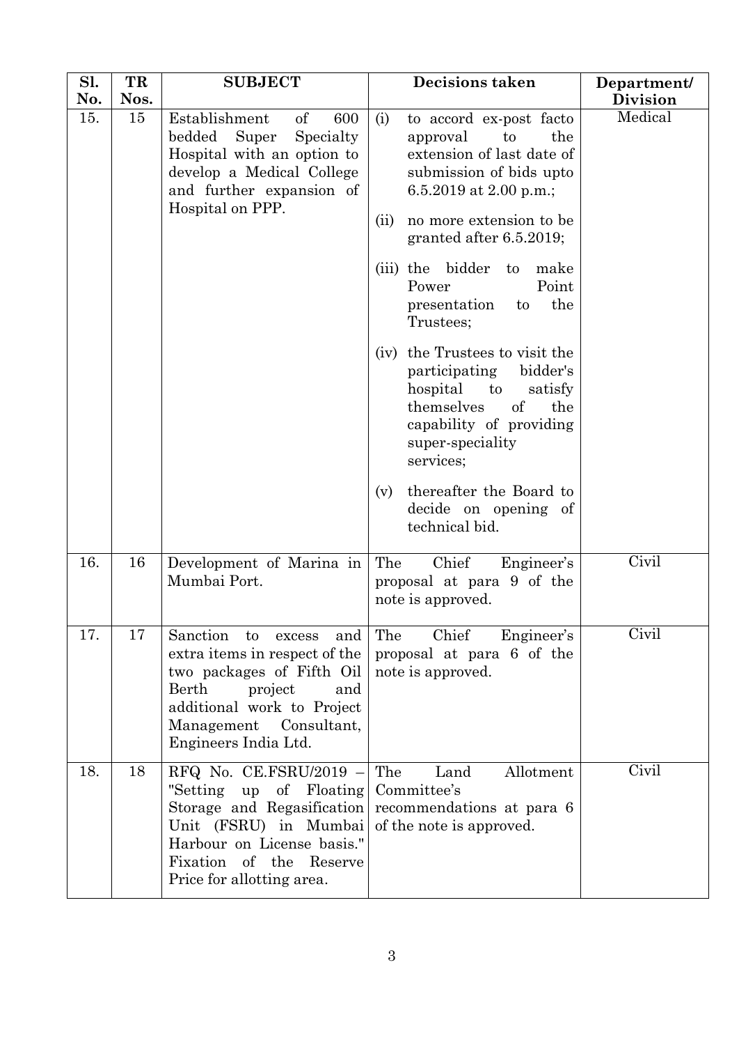| Sl. No. | TR Nos. | SUBJECT | Decisions taken | Department/ Division |
|---|---|---|---|---|
| 15. | 15 | Establishment of 600 bedded Super Specialty Hospital with an option to develop a Medical College and further expansion of Hospital on PPP. | (i) to accord ex-post facto approval to the extension of last date of submission of bids upto 6.5.2019 at 2.00 p.m.;<br><br>(ii) no more extension to be granted after 6.5.2019;<br><br>(iii) the bidder to make Power Point presentation to the Trustees;<br><br>(iv) the Trustees to visit the participating bidder's hospital to satisfy themselves of the capability of providing super-speciality services;<br><br>(v) thereafter the Board to decide on opening of technical bid. | Medical |
| 16. | 16 | Development of Marina in Mumbai Port. | The Chief Engineer's proposal at para 9 of the note is approved. | Civil |
| 17. | 17 | Sanction to excess and extra items in respect of the two packages of Fifth Oil Berth project and additional work to Project Management Consultant, Engineers India Ltd. | The Chief Engineer's proposal at para 6 of the note is approved. | Civil |
| 18. | 18 | RFQ No. CE.FSRU/2019 – "Setting up of Floating Storage and Regasification Unit (FSRU) in Mumbai Harbour on License basis." Fixation of the Reserve Price for allotting area. | The Land Allotment Committee's recommendations at para 6 of the note is approved. | Civil |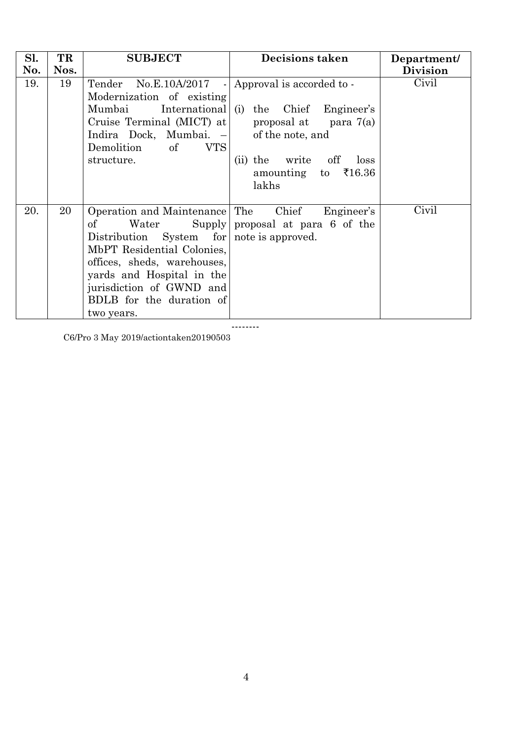| Sl. No. | TR Nos. | SUBJECT | Decisions taken | Department/ Division |
|---|---|---|---|---|
| 19. | 19 | Tender No.E.10A/2017 - Modernization of existing Mumbai International Cruise Terminal (MICT) at Indira Dock, Mumbai. – Demolition of VTS structure. | Approval is accorded to -<br>(i) the Chief Engineer's proposal at para 7(a) of the note, and<br>(ii) the write off loss amounting to ₹16.36 lakhs | Civil |
| 20. | 20 | Operation and Maintenance of Water Supply Distribution System for MbPT Residential Colonies, offices, sheds, warehouses, yards and Hospital in the jurisdiction of GWND and BDLB for the duration of two years. | The Chief Engineer's proposal at para 6 of the note is approved. | Civil |

--------

C6/Pro 3 May 2019/actiontaken20190503